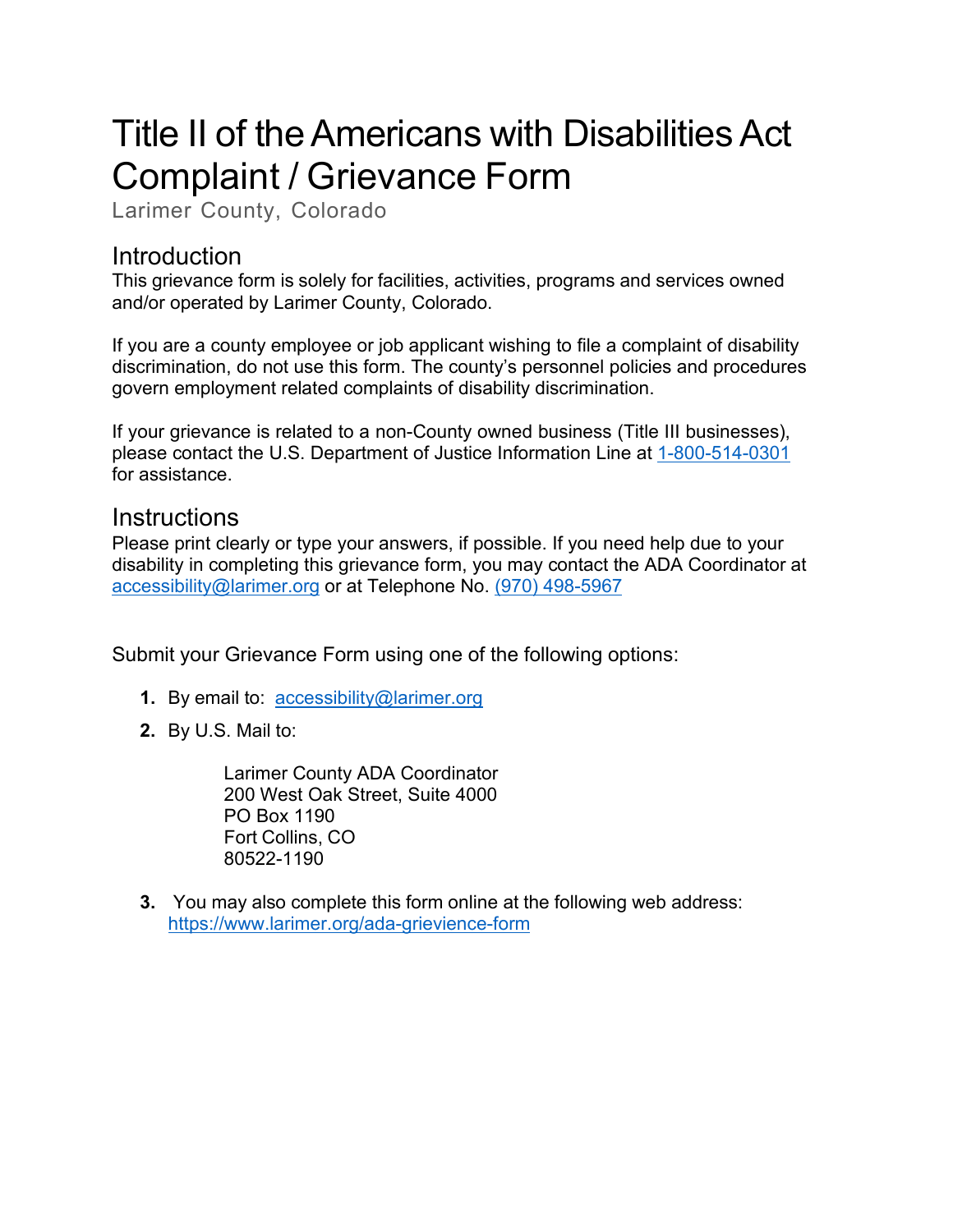# Title II of the Americans with Disabilities Act Complaint / Grievance Form

Larimer County, Colorado

## Introduction

This grievance form is solely for facilities, activities, programs and services owned and/or operated by Larimer County, Colorado.

If you are a county employee or job applicant wishing to file a complaint of disability discrimination, do not use this form. The county's personnel policies and procedures govern employment related complaints of disability discrimination.

If your grievance is related to a non-County owned business (Title III businesses), please contact the U.S. Department of Justice Information Line at 1-800-514-0301 for assistance.

## Instructions

Please print clearly or type your answers, if possible. If you need help due to your disability in completing this grievance form, you may contact the ADA Coordinator at accessibility@larimer.org or at Telephone No. (970) 498-5967

Submit your Grievance Form using one of the following options:

1. By email to: accessibility@larimer.org
2. By U.S. Mail to:

   Larimer County ADA Coordinator
   200 West Oak Street, Suite 4000
   PO Box 1190
   Fort Collins, CO
   80522-1190

3. You may also complete this form online at the following web address: https://www.larimer.org/ada-grievience-form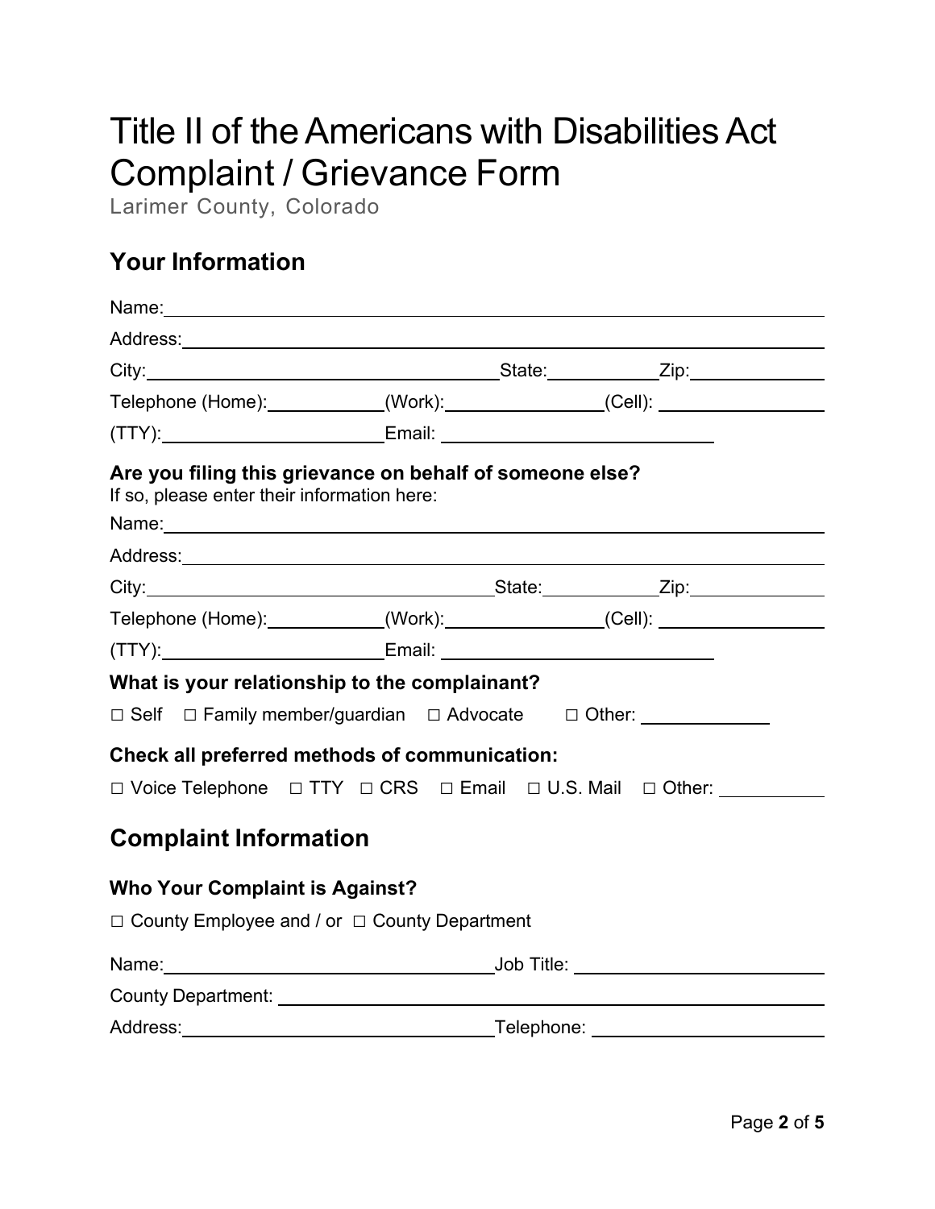# Title II of the Americans with Disabilities Act Complaint / Grievance Form

Larimer County, Colorado

## Your Information

Name: \_\_\_\_\_\_\_\_\_\_\_\_\_\_\_\_\_\_\_\_\_\_\_\_\_\_\_\_\_\_\_\_\_\_\_\_\_\_\_\_

Address: \_\_\_\_\_\_\_\_\_\_\_\_\_\_\_\_\_\_\_\_\_\_\_\_\_\_\_\_\_\_\_\_\_\_\_\_\_\_\_\_

City: \_\_\_\_\_\_\_\_\_\_\_\_\_\_\_\_\_\_\_\_ State: \_\_\_\_\_\_\_\_ Zip: \_\_\_\_\_\_\_\_\_\_

Telephone (Home): \_\_\_\_\_\_\_\_\_\_ (Work): \_\_\_\_\_\_\_\_\_\_ (Cell): \_\_\_\_\_\_\_\_\_\_

(TTY): \_\_\_\_\_\_\_\_\_\_\_\_\_\_\_\_ Email: \_\_\_\_\_\_\_\_\_\_\_\_\_\_\_\_\_\_\_\_

### Are you filing this grievance on behalf of someone else?

If so, please enter their information here:

Name: \_\_\_\_\_\_\_\_\_\_\_\_\_\_\_\_\_\_\_\_\_\_\_\_\_\_\_\_\_\_\_\_\_\_\_\_\_\_\_\_

Address: \_\_\_\_\_\_\_\_\_\_\_\_\_\_\_\_\_\_\_\_\_\_\_\_\_\_\_\_\_\_\_\_\_\_\_\_\_\_\_\_

City: \_\_\_\_\_\_\_\_\_\_\_\_\_\_\_\_\_\_\_\_ State: \_\_\_\_\_\_\_\_ Zip: \_\_\_\_\_\_\_\_\_\_

Telephone (Home): \_\_\_\_\_\_\_\_\_\_ (Work): \_\_\_\_\_\_\_\_\_\_ (Cell): \_\_\_\_\_\_\_\_\_\_

(TTY): \_\_\_\_\_\_\_\_\_\_\_\_\_\_\_\_ Email: \_\_\_\_\_\_\_\_\_\_\_\_\_\_\_\_\_\_\_\_

### What is your relationship to the complainant?

☐ Self ☐ Family member/guardian ☐ Advocate ☐ Other: \_\_\_\_\_\_\_\_\_\_

### Check all preferred methods of communication:

☐ Voice Telephone ☐ TTY ☐ CRS ☐ Email ☐ U.S. Mail ☐ Other: \_\_\_\_\_\_\_\_\_\_

## Complaint Information

### Who Your Complaint is Against?

☐ County Employee and / or ☐ County Department

Name: \_\_\_\_\_\_\_\_\_\_\_\_\_\_\_\_\_\_\_\_ Job Title: \_\_\_\_\_\_\_\_\_\_\_\_\_\_\_\_\_\_\_\_

County Department: \_\_\_\_\_\_\_\_\_\_\_\_\_\_\_\_\_\_\_\_\_\_\_\_\_\_\_\_\_\_\_\_\_\_\_\_\_\_\_\_

Address: \_\_\_\_\_\_\_\_\_\_\_\_\_\_\_\_\_\_\_\_ Telephone: \_\_\_\_\_\_\_\_\_\_\_\_\_\_\_\_\_\_\_\_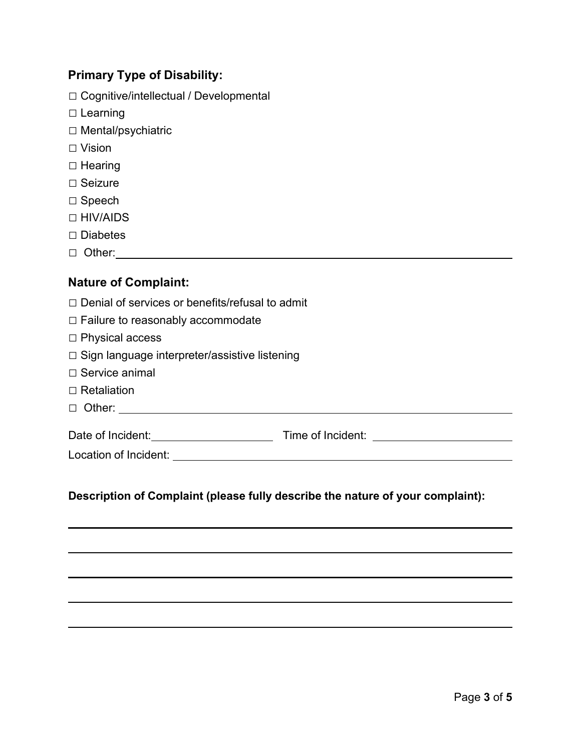### Primary Type of Disability:

☐ Cognitive/intellectual / Developmental
☐ Learning
☐ Mental/psychiatric
☐ Vision
☐ Hearing
☐ Seizure
☐ Speech
☐ HIV/AIDS
☐ Diabetes
☐ Other:______________________________________________________________

### Nature of Complaint:

☐ Denial of services or benefits/refusal to admit
☐ Failure to reasonably accommodate
☐ Physical access
☐ Sign language interpreter/assistive listening
☐ Service animal
☐ Retaliation
☐ Other: ______________________________________________________________

Date of Incident:____________________ Time of Incident: ____________________

Location of Incident: __________________________________________________

**Description of Complaint (please fully describe the nature of your complaint):**

______________________________________________________________________

______________________________________________________________________

______________________________________________________________________

______________________________________________________________________

______________________________________________________________________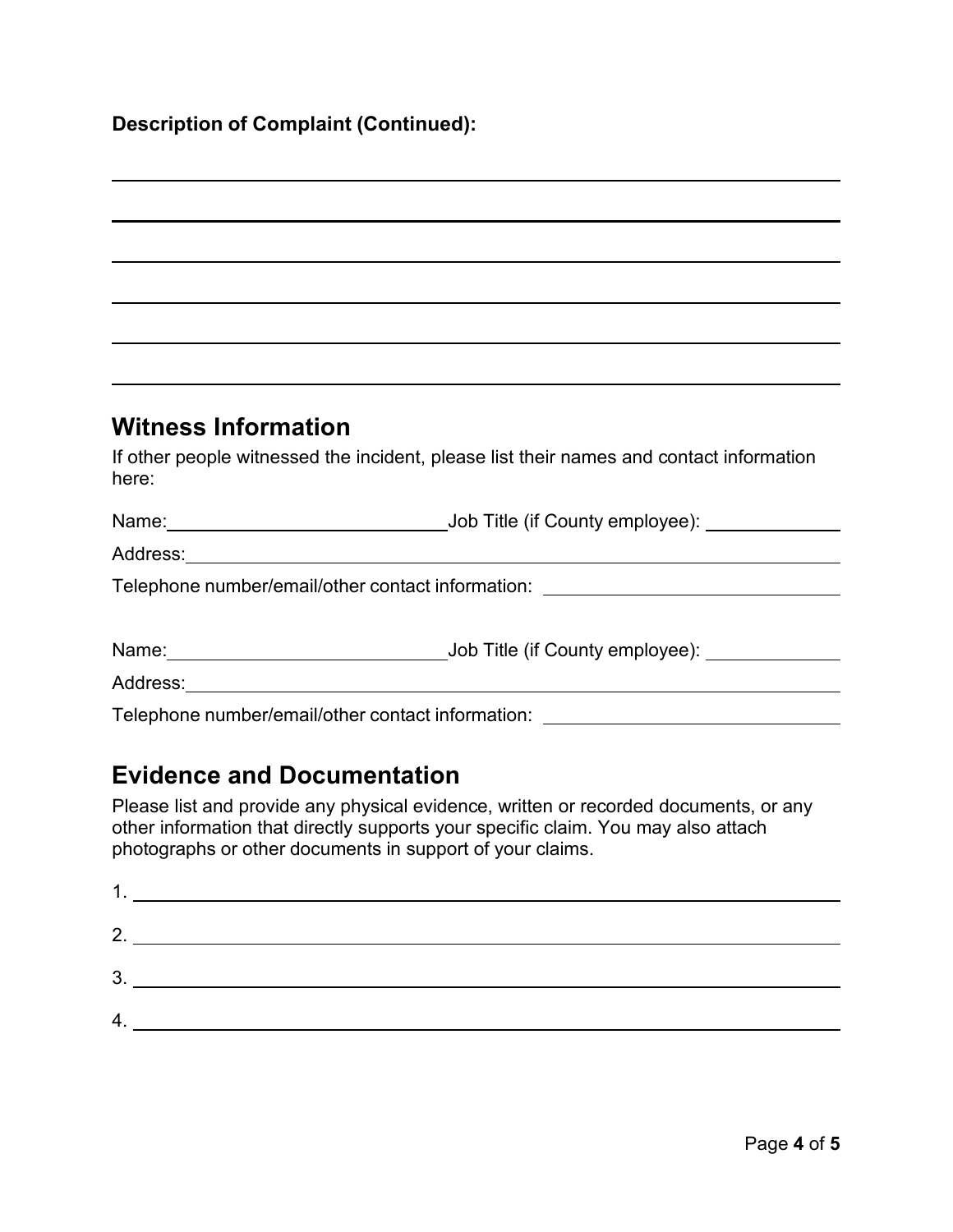**Description of Complaint (Continued):**

______________________________________________________________________

______________________________________________________________________

______________________________________________________________________

______________________________________________________________________

______________________________________________________________________

______________________________________________________________________

## Witness Information

If other people witnessed the incident, please list their names and contact information here:

Name: ____________________ Job Title (if County employee): ____________

Address: ____________________________________________

Telephone number/email/other contact information: ____________________

Name: ____________________ Job Title (if County employee): ____________

Address: ____________________________________________

Telephone number/email/other contact information: ____________________

## Evidence and Documentation

Please list and provide any physical evidence, written or recorded documents, or any other information that directly supports your specific claim. You may also attach photographs or other documents in support of your claims.

1. ____________________________________________
2. ____________________________________________
3. ____________________________________________
4. ____________________________________________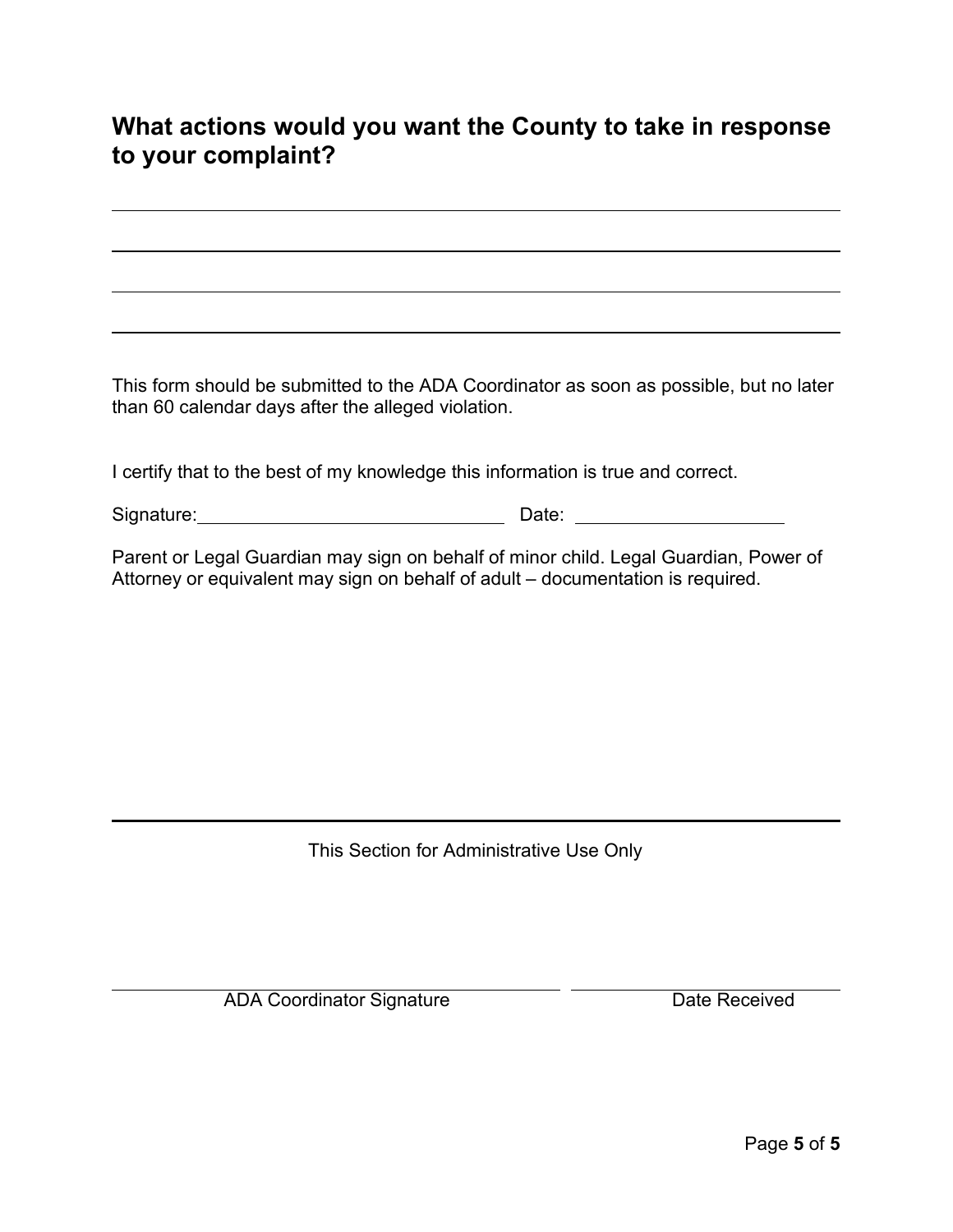## What actions would you want the County to take in response to your complaint?

\_\_\_\_\_\_\_\_\_\_\_\_\_\_\_\_\_\_\_\_\_\_\_\_\_\_\_\_\_\_\_\_\_\_\_\_\_\_\_\_\_\_\_\_\_\_\_\_\_\_\_\_\_\_\_\_\_\_\_\_\_\_\_\_\_\_\_\_\_\_\_\_

\_\_\_\_\_\_\_\_\_\_\_\_\_\_\_\_\_\_\_\_\_\_\_\_\_\_\_\_\_\_\_\_\_\_\_\_\_\_\_\_\_\_\_\_\_\_\_\_\_\_\_\_\_\_\_\_\_\_\_\_\_\_\_\_\_\_\_\_\_\_\_\_

\_\_\_\_\_\_\_\_\_\_\_\_\_\_\_\_\_\_\_\_\_\_\_\_\_\_\_\_\_\_\_\_\_\_\_\_\_\_\_\_\_\_\_\_\_\_\_\_\_\_\_\_\_\_\_\_\_\_\_\_\_\_\_\_\_\_\_\_\_\_\_\_

\_\_\_\_\_\_\_\_\_\_\_\_\_\_\_\_\_\_\_\_\_\_\_\_\_\_\_\_\_\_\_\_\_\_\_\_\_\_\_\_\_\_\_\_\_\_\_\_\_\_\_\_\_\_\_\_\_\_\_\_\_\_\_\_\_\_\_\_\_\_\_\_

This form should be submitted to the ADA Coordinator as soon as possible, but no later than 60 calendar days after the alleged violation.

I certify that to the best of my knowledge this information is true and correct.

Signature: \_\_\_\_\_\_\_\_\_\_\_\_\_\_\_\_\_\_\_\_\_\_\_\_\_\_\_\_\_\_ Date: \_\_\_\_\_\_\_\_\_\_\_\_\_\_\_\_\_\_\_\_

Parent or Legal Guardian may sign on behalf of minor child. Legal Guardian, Power of Attorney or equivalent may sign on behalf of adult – documentation is required.

---

This Section for Administrative Use Only

\_\_\_\_\_\_\_\_\_\_\_\_\_\_\_\_\_\_\_\_\_\_\_\_\_\_\_\_\_\_\_\_\_\_\_\_\_\_\_\_ \_\_\_\_\_\_\_\_\_\_\_\_\_\_\_\_\_\_\_\_\_\_\_\_

ADA Coordinator Signature Date Received